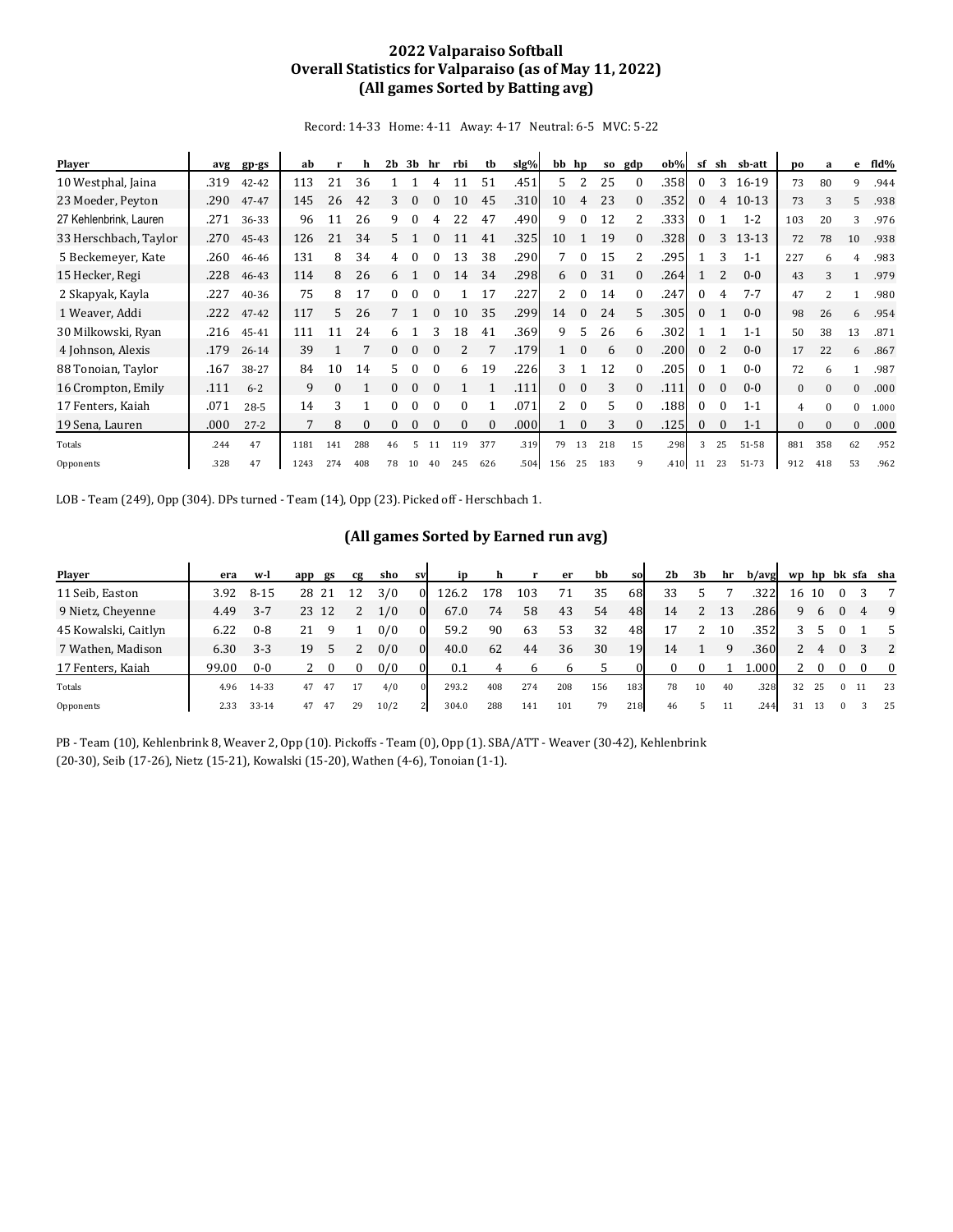# 2022 Valparaiso Softball
## Overall Statistics for Valparaiso (as of May 11, 2022)
## (All games Sorted by Batting avg)

Record: 14-33 Home: 4-11 Away: 4-17 Neutral: 6-5 MVC: 5-22

| Player | avg | gp-gs | ab | r | h | 2b | 3b | hr | rbi | tb | slg% | bb | hp | so | gdp | ob% | sf | sh | sb-att | po | a | e | fld% |
|---|---|---|---|---|---|---|---|---|---|---|---|---|---|---|---|---|---|---|---|---|---|---|---|
| 10 Westphal, Jaina | .319 | 42-42 | 113 | 21 | 36 | 1 | 1 | 4 | 11 | 51 | .451 | 5 | 2 | 25 | 0 | .358 | 0 | 3 | 16-19 | 73 | 80 | 9 | .944 |
| 23 Moeder, Peyton | .290 | 47-47 | 145 | 26 | 42 | 3 | 0 | 0 | 10 | 45 | .310 | 10 | 4 | 23 | 0 | .352 | 0 | 4 | 10-13 | 73 | 3 | 5 | .938 |
| 27 Kehlenbrink, Lauren | .271 | 36-33 | 96 | 11 | 26 | 9 | 0 | 4 | 22 | 47 | .490 | 9 | 0 | 12 | 2 | .333 | 0 | 1 | 1-2 | 103 | 20 | 3 | .976 |
| 33 Herschbach, Taylor | .270 | 45-43 | 126 | 21 | 34 | 5 | 1 | 0 | 11 | 41 | .325 | 10 | 1 | 19 | 0 | .328 | 0 | 3 | 13-13 | 72 | 78 | 10 | .938 |
| 5 Beckemeyer, Kate | .260 | 46-46 | 131 | 8 | 34 | 4 | 0 | 0 | 13 | 38 | .290 | 7 | 0 | 15 | 2 | .295 | 1 | 3 | 1-1 | 227 | 6 | 4 | .983 |
| 15 Hecker, Regi | .228 | 46-43 | 114 | 8 | 26 | 6 | 1 | 0 | 14 | 34 | .298 | 6 | 0 | 31 | 0 | .264 | 1 | 2 | 0-0 | 43 | 3 | 1 | .979 |
| 2 Skapyak, Kayla | .227 | 40-36 | 75 | 8 | 17 | 0 | 0 | 0 | 1 | 17 | .227 | 2 | 0 | 14 | 0 | .247 | 0 | 4 | 7-7 | 47 | 2 | 1 | .980 |
| 1 Weaver, Addi | .222 | 47-42 | 117 | 5 | 26 | 7 | 1 | 0 | 10 | 35 | .299 | 14 | 0 | 24 | 5 | .305 | 0 | 1 | 0-0 | 98 | 26 | 6 | .954 |
| 30 Milkowski, Ryan | .216 | 45-41 | 111 | 11 | 24 | 6 | 1 | 3 | 18 | 41 | .369 | 9 | 5 | 26 | 6 | .302 | 1 | 1 | 1-1 | 50 | 38 | 13 | .871 |
| 4 Johnson, Alexis | .179 | 26-14 | 39 | 1 | 7 | 0 | 0 | 0 | 2 | 7 | .179 | 1 | 0 | 6 | 0 | .200 | 0 | 2 | 0-0 | 17 | 22 | 6 | .867 |
| 88 Tonoian, Taylor | .167 | 38-27 | 84 | 10 | 14 | 5 | 0 | 0 | 6 | 19 | .226 | 3 | 1 | 12 | 0 | .205 | 0 | 1 | 0-0 | 72 | 6 | 1 | .987 |
| 16 Crompton, Emily | .111 | 6-2 | 9 | 0 | 1 | 0 | 0 | 0 | 1 | 1 | .111 | 0 | 0 | 3 | 0 | .111 | 0 | 0 | 0-0 | 0 | 0 | 0 | .000 |
| 17 Fenters, Kaiah | .071 | 28-5 | 14 | 3 | 1 | 0 | 0 | 0 | 0 | 1 | .071 | 2 | 0 | 5 | 0 | .188 | 0 | 0 | 1-1 | 4 | 0 | 0 | 1.000 |
| 19 Sena, Lauren | .000 | 27-2 | 7 | 8 | 0 | 0 | 0 | 0 | 0 | 0 | .000 | 1 | 0 | 3 | 0 | .125 | 0 | 0 | 1-1 | 0 | 0 | 0 | .000 |
| Totals | .244 | 47 | 1181 | 141 | 288 | 46 | 5 | 11 | 119 | 377 | .319 | 79 | 13 | 218 | 15 | .298 | 3 | 25 | 51-58 | 881 | 358 | 62 | .952 |
| Opponents | .328 | 47 | 1243 | 274 | 408 | 78 | 10 | 40 | 245 | 626 | .504 | 156 | 25 | 183 | 9 | .410 | 11 | 23 | 51-73 | 912 | 418 | 53 | .962 |

LOB - Team (249), Opp (304). DPs turned - Team (14), Opp (23). Picked off - Herschbach 1.

## (All games Sorted by Earned run avg)

| Player | era | w-l | app | gs | cg | sho | sv | ip | h | r | er | bb | so | 2b | 3b | hr | b/avg | wp | hp | bk | sfa | sha |
|---|---|---|---|---|---|---|---|---|---|---|---|---|---|---|---|---|---|---|---|---|---|---|
| 11 Seib, Easton | 3.92 | 8-15 | 28 | 21 | 12 | 3/0 | 0 | 126.2 | 178 | 103 | 71 | 35 | 68 | 33 | 5 | 7 | .322 | 16 | 10 | 0 | 3 | 7 |
| 9 Nietz, Cheyenne | 4.49 | 3-7 | 23 | 12 | 2 | 1/0 | 0 | 67.0 | 74 | 58 | 43 | 54 | 48 | 14 | 2 | 13 | .286 | 9 | 6 | 0 | 4 | 9 |
| 45 Kowalski, Caitlyn | 6.22 | 0-8 | 21 | 9 | 1 | 0/0 | 0 | 59.2 | 90 | 63 | 53 | 32 | 48 | 17 | 2 | 10 | .352 | 3 | 5 | 0 | 1 | 5 |
| 7 Wathen, Madison | 6.30 | 3-3 | 19 | 5 | 2 | 0/0 | 0 | 40.0 | 62 | 44 | 36 | 30 | 19 | 14 | 1 | 9 | .360 | 2 | 4 | 0 | 3 | 2 |
| 17 Fenters, Kaiah | 99.00 | 0-0 | 2 | 0 | 0 | 0/0 | 0 | 0.1 | 4 | 6 | 6 | 5 | 0 | 0 | 0 | 1 | 1.000 | 2 | 0 | 0 | 0 | 0 |
| Totals | 4.96 | 14-33 | 47 | 47 | 17 | 4/0 | 0 | 293.2 | 408 | 274 | 208 | 156 | 183 | 78 | 10 | 40 | .328 | 32 | 25 | 0 | 11 | 23 |
| Opponents | 2.33 | 33-14 | 47 | 47 | 29 | 10/2 | 2 | 304.0 | 288 | 141 | 101 | 79 | 218 | 46 | 5 | 11 | .244 | 31 | 13 | 0 | 3 | 25 |

PB - Team (10), Kehlenbrink 8, Weaver 2, Opp (10). Pickoffs - Team (0), Opp (1). SBA/ATT - Weaver (30-42), Kehlenbrink (20-30), Seib (17-26), Nietz (15-21), Kowalski (15-20), Wathen (4-6), Tonoian (1-1).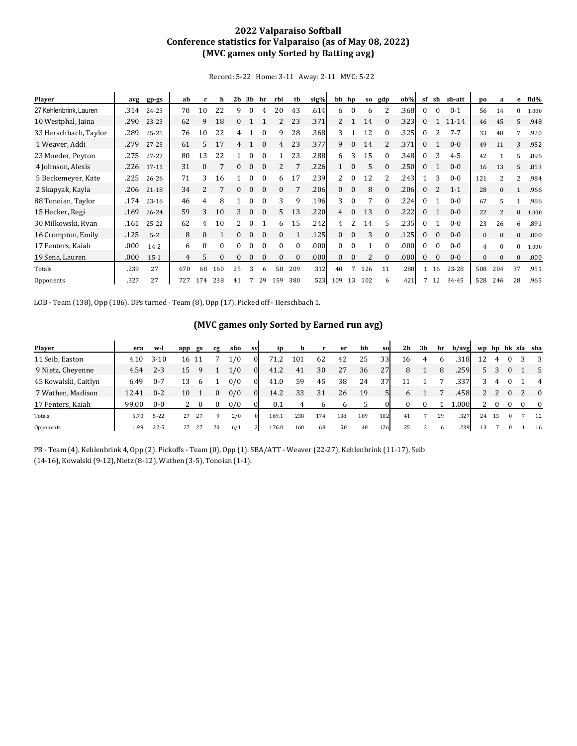**2022 Valparaiso Softball**
**Conference statistics for Valparaiso (as of May 08, 2022)**
**(MVC games only Sorted by Batting avg)**

Record: 5-22 Home: 3-11 Away: 2-11 MVC: 5-22

| Player | avg | gp-gs | ab | r | h | 2b | 3b | hr | rbi | tb | slg% | bb | hp | so | gdp | ob% | sf | sh | sb-att | po | a | e | fld% |
|---|---|---|---|---|---|---|---|---|---|---|---|---|---|---|---|---|---|---|---|---|---|---|---|
| 27 Kehlenbrink, Lauren | .314 | 24-23 | 70 | 10 | 22 | 9 | 0 | 4 | 20 | 43 | .614 | 6 | 0 | 6 | 2 | .368 | 0 | 0 | 0-1 | 56 | 14 | 0 | 1.000 |
| 10 Westphal, Jaina | .290 | 23-23 | 62 | 9 | 18 | 0 | 1 | 1 | 2 | 23 | .371 | 2 | 1 | 14 | 0 | .323 | 0 | 1 | 11-14 | 46 | 45 | 5 | .948 |
| 33 Herschbach, Taylor | .289 | 25-25 | 76 | 10 | 22 | 4 | 1 | 0 | 9 | 28 | .368 | 3 | 1 | 12 | 0 | .325 | 0 | 2 | 7-7 | 33 | 48 | 7 | .920 |
| 1 Weaver, Addi | .279 | 27-23 | 61 | 5 | 17 | 4 | 1 | 0 | 4 | 23 | .377 | 9 | 0 | 14 | 2 | .371 | 0 | 1 | 0-0 | 49 | 11 | 3 | .952 |
| 23 Moeder, Peyton | .275 | 27-27 | 80 | 13 | 22 | 1 | 0 | 0 | 1 | 23 | .288 | 6 | 3 | 15 | 0 | .348 | 0 | 3 | 4-5 | 42 | 1 | 5 | .896 |
| 4 Johnson, Alexis | .226 | 17-11 | 31 | 0 | 7 | 0 | 0 | 0 | 2 | 7 | .226 | 1 | 0 | 5 | 0 | .250 | 0 | 1 | 0-0 | 16 | 13 | 5 | .853 |
| 5 Beckemeyer, Kate | .225 | 26-26 | 71 | 3 | 16 | 1 | 0 | 0 | 6 | 17 | .239 | 2 | 0 | 12 | 2 | .243 | 1 | 3 | 0-0 | 121 | 2 | 2 | .984 |
| 2 Skapyak, Kayla | .206 | 21-18 | 34 | 2 | 7 | 0 | 0 | 0 | 0 | 7 | .206 | 0 | 0 | 8 | 0 | .206 | 0 | 2 | 1-1 | 28 | 0 | 1 | .966 |
| 88 Tonoian, Taylor | .174 | 23-16 | 46 | 4 | 8 | 1 | 0 | 0 | 3 | 9 | .196 | 3 | 0 | 7 | 0 | .224 | 0 | 1 | 0-0 | 67 | 5 | 1 | .986 |
| 15 Hecker, Regi | .169 | 26-24 | 59 | 3 | 10 | 3 | 0 | 0 | 5 | 13 | .220 | 4 | 0 | 13 | 0 | .222 | 0 | 1 | 0-0 | 22 | 2 | 0 | 1.000 |
| 30 Milkowski, Ryan | .161 | 25-22 | 62 | 4 | 10 | 2 | 0 | 1 | 6 | 15 | .242 | 4 | 2 | 14 | 5 | .235 | 0 | 1 | 0-0 | 23 | 26 | 6 | .891 |
| 16 Crompton, Emily | .125 | 5-2 | 8 | 0 | 1 | 0 | 0 | 0 | 0 | 1 | .125 | 0 | 0 | 3 | 0 | .125 | 0 | 0 | 0-0 | 0 | 0 | 0 | .000 |
| 17 Fenters, Kaiah | .000 | 14-2 | 6 | 0 | 0 | 0 | 0 | 0 | 0 | 0 | .000 | 0 | 0 | 1 | 0 | .000 | 0 | 0 | 0-0 | 4 | 0 | 0 | 1.000 |
| 19 Sena, Lauren | .000 | 15-1 | 4 | 5 | 0 | 0 | 0 | 0 | 0 | 0 | .000 | 0 | 0 | 2 | 0 | .000 | 0 | 0 | 0-0 | 0 | 0 | 0 | .000 |
| Totals | .239 | 27 | 670 | 68 | 160 | 25 | 3 | 6 | 58 | 209 | .312 | 40 | 7 | 126 | 11 | .288 | 1 | 16 | 23-28 | 508 | 204 | 37 | .951 |
| Opponents | .327 | 27 | 727 | 174 | 238 | 41 | 7 | 29 | 159 | 380 | .523 | 109 | 13 | 102 | 6 | .421 | 7 | 12 | 34-45 | 528 | 246 | 28 | .965 |

LOB - Team (138), Opp (186). DPs turned - Team (8), Opp (17). Picked off - Herschbach 1.

## (MVC games only Sorted by Earned run avg)

| Player | era | w-l | app | gs | cg | sho | sv | ip | h | r | er | bb | so | 2b | 3b | hr | b/avg | wp | hp | bk | sfa | sha |
|---|---|---|---|---|---|---|---|---|---|---|---|---|---|---|---|---|---|---|---|---|---|---|
| 11 Seib, Easton | 4.10 | 3-10 | 16 | 11 | 7 | 1/0 | 0 | 71.2 | 101 | 62 | 42 | 25 | 33 | 16 | 4 | 6 | .318 | 12 | 4 | 0 | 3 | 3 |
| 9 Nietz, Cheyenne | 4.54 | 2-3 | 15 | 9 | 1 | 1/0 | 0 | 41.2 | 41 | 30 | 27 | 36 | 27 | 8 | 1 | 8 | .259 | 5 | 3 | 0 | 1 | 5 |
| 45 Kowalski, Caitlyn | 6.49 | 0-7 | 13 | 6 | 1 | 0/0 | 0 | 41.0 | 59 | 45 | 38 | 24 | 37 | 11 | 1 | 7 | .337 | 3 | 4 | 0 | 1 | 4 |
| 7 Wathen, Madison | 12.41 | 0-2 | 10 | 1 | 0 | 0/0 | 0 | 14.2 | 33 | 31 | 26 | 19 | 5 | 6 | 1 | 7 | .458 | 2 | 2 | 0 | 2 | 0 |
| 17 Fenters, Kaiah | 99.00 | 0-0 | 2 | 0 | 0 | 0/0 | 0 | 0.1 | 4 | 6 | 6 | 5 | 0 | 0 | 0 | 1 | 1.000 | 2 | 0 | 0 | 0 | 0 |
| Totals | 5.70 | 5-22 | 27 | 27 | 9 | 2/0 | 0 | 169.1 | 238 | 174 | 138 | 109 | 102 | 41 | 7 | 29 | .327 | 24 | 13 | 0 | 7 | 12 |
| Opponents | 1.99 | 22-5 | 27 | 27 | 20 | 6/1 | 2 | 176.0 | 160 | 68 | 50 | 40 | 126 | 25 | 3 | 6 | .239 | 13 | 7 | 0 | 1 | 16 |

PB - Team (4), Kehlenbrink 4, Opp (2). Pickoffs - Team (0), Opp (1). SBA/ATT - Weaver (22-27), Kehlenbrink (11-17), Seib (14-16), Kowalski (9-12), Nietz (8-12), Wathen (3-5), Tonoian (1-1).